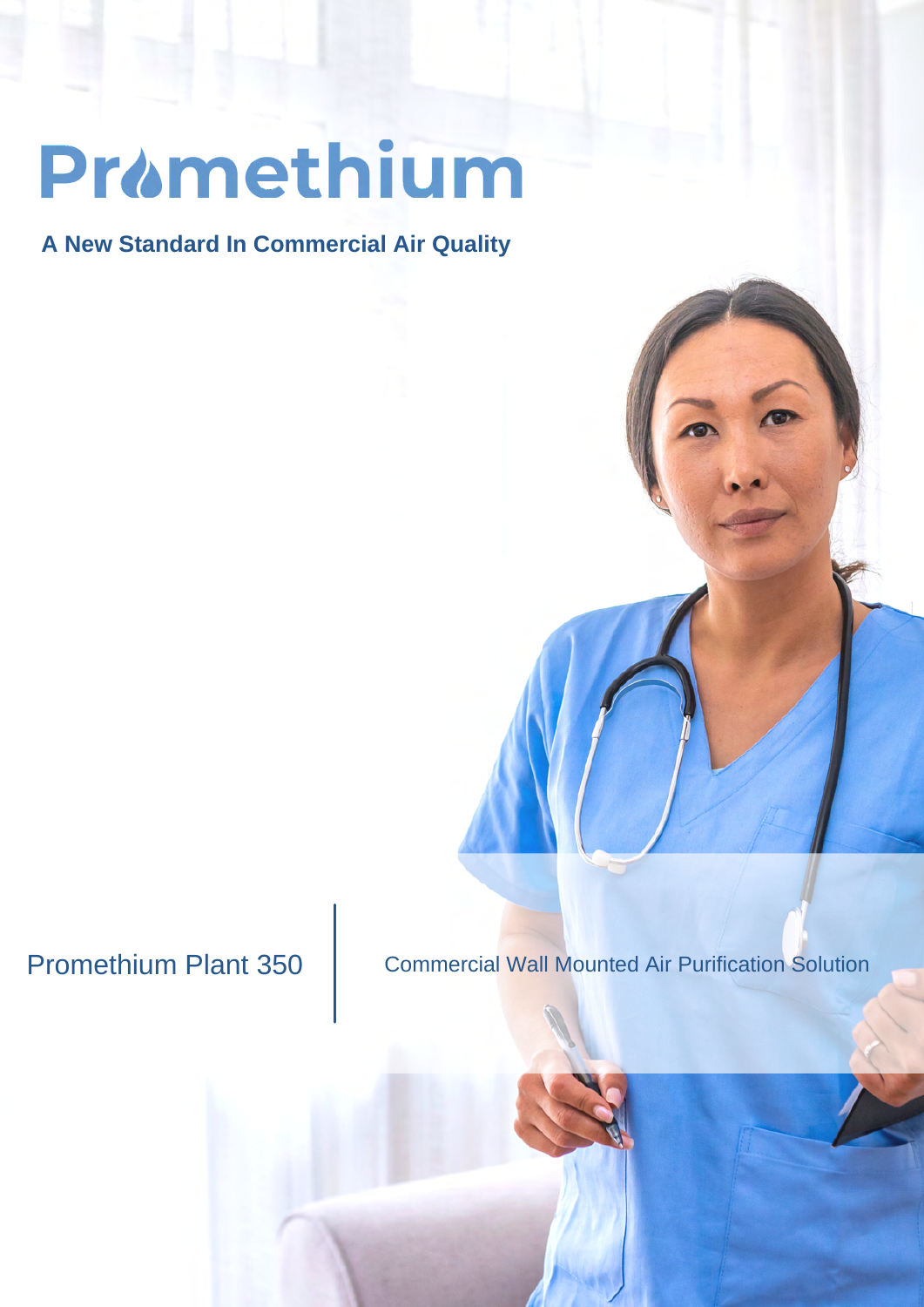# Promethium

**A New Standard In Commercial Air Quality**

Promethium Plant 350 | Commercial Wall Mounted Air Purification Solution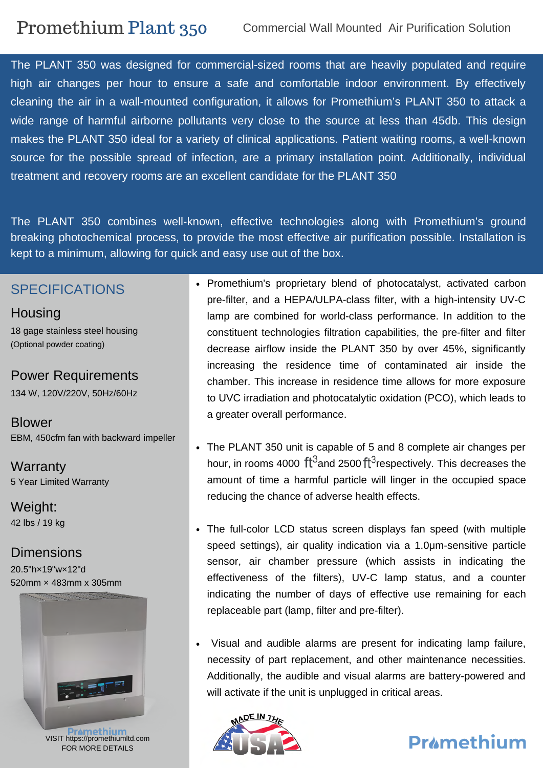# Promethium Plant 350

Commercial Wall Mounted Air Purification Solution

The PLANT 350 was designed for commercial-sized rooms that are heavily populated and require high air changes per hour to ensure a safe and comfortable indoor environment. By effectively cleaning the air in a wall-mounted configuration, it allows for Promethium's PLANT 350 to attack a wide range of harmful airborne pollutants very close to the source at less than 45db. This design makes the PLANT 350 ideal for a variety of clinical applications. Patient waiting rooms, a well-known source for the possible spread of infection, are a primary installation point. Additionally, individual treatment and recovery rooms are an excellent candidate for the PLANT 350

The PLANT 350 combines well-known, effective technologies along with Promethium's ground breaking photochemical process, to provide the most effective air purification possible. Installation is kept to a minimum, allowing for quick and easy use out of the box.

## SPECIFICATIONS

### Housing

18 gage stainless steel housing
(Optional powder coating)

### Power Requirements

134 W, 120V/220V, 50Hz/60Hz

### Blower

EBM, 450cfm fan with backward impeller

### Warranty

5 Year Limited Warranty

### Weight:

42 lbs / 19 kg

### Dimensions

20.5"h×19"w×12"d
520mm × 483mm x 305mm

VISIT https://promethiumltd.com
FOR MORE DETAILS

- Promethium's proprietary blend of photocatalyst, activated carbon pre-filter, and a HEPA/ULPA-class filter, with a high-intensity UV-C lamp are combined for world-class performance. In addition to the constituent technologies filtration capabilities, the pre-filter and filter decrease airflow inside the PLANT 350 by over 45%, significantly increasing the residence time of contaminated air inside the chamber. This increase in residence time allows for more exposure to UVC irradiation and photocatalytic oxidation (PCO), which leads to a greater overall performance.
- The PLANT 350 unit is capable of 5 and 8 complete air changes per hour, in rooms 4000 $ft^3$ and 2500 $ft^3$ respectively. This decreases the amount of time a harmful particle will linger in the occupied space reducing the chance of adverse health effects.
- The full-color LCD status screen displays fan speed (with multiple speed settings), air quality indication via a 1.0μm-sensitive particle sensor, air chamber pressure (which assists in indicating the effectiveness of the filters), UV-C lamp status, and a counter indicating the number of days of effective use remaining for each replaceable part (lamp, filter and pre-filter).
- Visual and audible alarms are present for indicating lamp failure, necessity of part replacement, and other maintenance necessities. Additionally, the audible and visual alarms are battery-powered and will activate if the unit is unplugged in critical areas.

MADE IN THE USA

Promethium